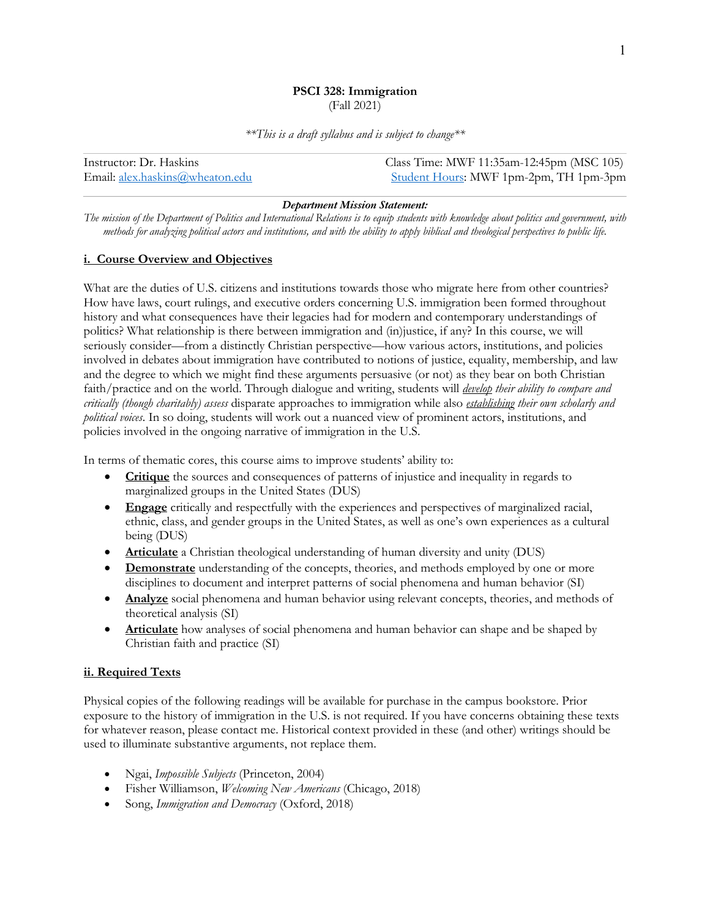**PSCI 328: Immigration**
(Fall 2021)

*\*\*This is a draft syllabus and is subject to change\*\**

Instructor: Dr. Haskins
Email: [alex.haskins@wheaton.edu](mailto:alex.haskins@wheaton.edu)

Class Time: MWF 11:35am-12:45pm (MSC 105)
Student Hours: MWF 1pm-2pm, TH 1pm-3pm

***Department Mission Statement:***

*The mission of the Department of Politics and International Relations is to equip students with knowledge about politics and government, with methods for analyzing political actors and institutions, and with the ability to apply biblical and theological perspectives to public life.*

## i. Course Overview and Objectives

What are the duties of U.S. citizens and institutions towards those who migrate here from other countries? How have laws, court rulings, and executive orders concerning U.S. immigration been formed throughout history and what consequences have their legacies had for modern and contemporary understandings of politics? What relationship is there between immigration and (in)justice, if any? In this course, we will seriously consider—from a distinctly Christian perspective—how various actors, institutions, and policies involved in debates about immigration have contributed to notions of justice, equality, membership, and law and the degree to which we might find these arguments persuasive (or not) as they bear on both Christian faith/practice and on the world. Through dialogue and writing, students will *develop their ability to compare and critically (though charitably) assess* disparate approaches to immigration while also *establishing their own scholarly and political voices*. In so doing, students will work out a nuanced view of prominent actors, institutions, and policies involved in the ongoing narrative of immigration in the U.S.

In terms of thematic cores, this course aims to improve students' ability to:

- **Critique** the sources and consequences of patterns of injustice and inequality in regards to marginalized groups in the United States (DUS)
- **Engage** critically and respectfully with the experiences and perspectives of marginalized racial, ethnic, class, and gender groups in the United States, as well as one's own experiences as a cultural being (DUS)
- **Articulate** a Christian theological understanding of human diversity and unity (DUS)
- **Demonstrate** understanding of the concepts, theories, and methods employed by one or more disciplines to document and interpret patterns of social phenomena and human behavior (SI)
- **Analyze** social phenomena and human behavior using relevant concepts, theories, and methods of theoretical analysis (SI)
- **Articulate** how analyses of social phenomena and human behavior can shape and be shaped by Christian faith and practice (SI)

## ii. Required Texts

Physical copies of the following readings will be available for purchase in the campus bookstore. Prior exposure to the history of immigration in the U.S. is not required. If you have concerns obtaining these texts for whatever reason, please contact me. Historical context provided in these (and other) writings should be used to illuminate substantive arguments, not replace them.

- Ngai, *Impossible Subjects* (Princeton, 2004)
- Fisher Williamson, *Welcoming New Americans* (Chicago, 2018)
- Song, *Immigration and Democracy* (Oxford, 2018)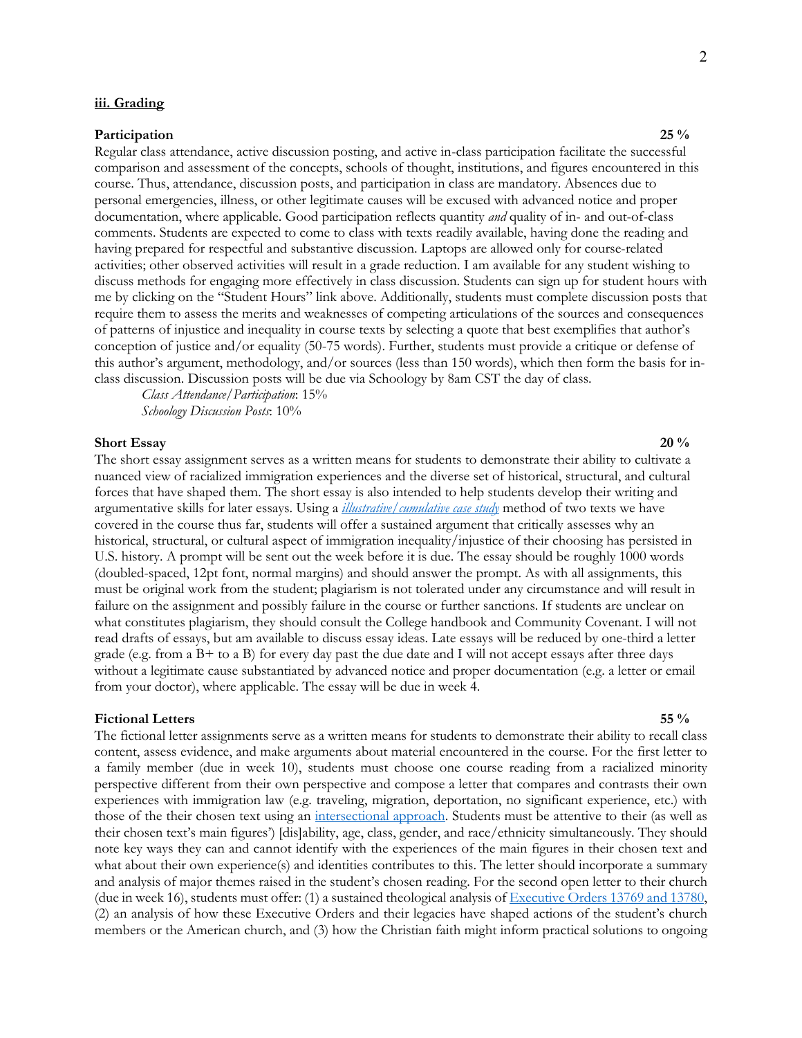### iii. Grading

**Participation** **25 %**

Regular class attendance, active discussion posting, and active in-class participation facilitate the successful comparison and assessment of the concepts, schools of thought, institutions, and figures encountered in this course. Thus, attendance, discussion posts, and participation in class are mandatory. Absences due to personal emergencies, illness, or other legitimate causes will be excused with advanced notice and proper documentation, where applicable. Good participation reflects quantity *and* quality of in- and out-of-class comments. Students are expected to come to class with texts readily available, having done the reading and having prepared for respectful and substantive discussion. Laptops are allowed only for course-related activities; other observed activities will result in a grade reduction. I am available for any student wishing to discuss methods for engaging more effectively in class discussion. Students can sign up for student hours with me by clicking on the "Student Hours" link above. Additionally, students must complete discussion posts that require them to assess the merits and weaknesses of competing articulations of the sources and consequences of patterns of injustice and inequality in course texts by selecting a quote that best exemplifies that author's conception of justice and/or equality (50-75 words). Further, students must provide a critique or defense of this author's argument, methodology, and/or sources (less than 150 words), which then form the basis for in-class discussion. Discussion posts will be due via Schoology by 8am CST the day of class.

*Class Attendance/Participation*: 15%
*Schoology Discussion Posts*: 10%

**Short Essay** **20 %**

The short essay assignment serves as a written means for students to demonstrate their ability to cultivate a nuanced view of racialized immigration experiences and the diverse set of historical, structural, and cultural forces that have shaped them. The short essay is also intended to help students develop their writing and argumentative skills for later essays. Using a ***illustrative/cumulative case study*** method of two texts we have covered in the course thus far, students will offer a sustained argument that critically assesses why an historical, structural, or cultural aspect of immigration inequality/injustice of their choosing has persisted in U.S. history. A prompt will be sent out the week before it is due. The essay should be roughly 1000 words (doubled-spaced, 12pt font, normal margins) and should answer the prompt. As with all assignments, this must be original work from the student; plagiarism is not tolerated under any circumstance and will result in failure on the assignment and possibly failure in the course or further sanctions. If students are unclear on what constitutes plagiarism, they should consult the College handbook and Community Covenant. I will not read drafts of essays, but am available to discuss essay ideas. Late essays will be reduced by one-third a letter grade (e.g. from a B+ to a B) for every day past the due date and I will not accept essays after three days without a legitimate cause substantiated by advanced notice and proper documentation (e.g. a letter or email from your doctor), where applicable. The essay will be due in week 4.

**Fictional Letters** **55 %**

The fictional letter assignments serve as a written means for students to demonstrate their ability to recall class content, assess evidence, and make arguments about material encountered in the course. For the first letter to a family member (due in week 10), students must choose one course reading from a racialized minority perspective different from their own perspective and compose a letter that compares and contrasts their own experiences with immigration law (e.g. traveling, migration, deportation, no significant experience, etc.) with those of the their chosen text using an intersectional approach. Students must be attentive to their (as well as their chosen text's main figures') [dis]ability, age, class, gender, and race/ethnicity simultaneously. They should note key ways they can and cannot identify with the experiences of the main figures in their chosen text and what about their own experience(s) and identities contributes to this. The letter should incorporate a summary and analysis of major themes raised in the student's chosen reading. For the second open letter to their church (due in week 16), students must offer: (1) a sustained theological analysis of Executive Orders 13769 and 13780, (2) an analysis of how these Executive Orders and their legacies have shaped actions of the student's church members or the American church, and (3) how the Christian faith might inform practical solutions to ongoing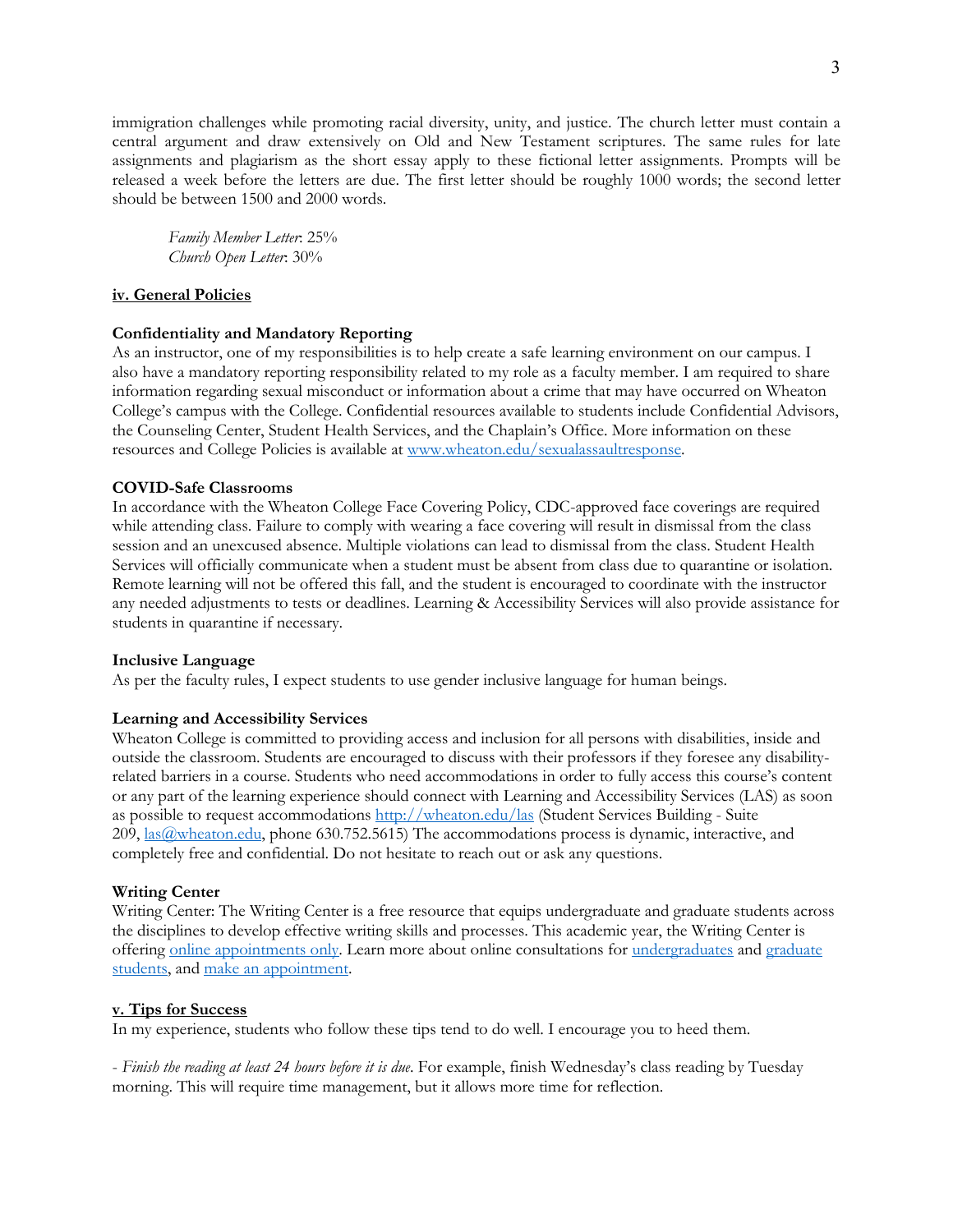immigration challenges while promoting racial diversity, unity, and justice. The church letter must contain a central argument and draw extensively on Old and New Testament scriptures. The same rules for late assignments and plagiarism as the short essay apply to these fictional letter assignments. Prompts will be released a week before the letters are due. The first letter should be roughly 1000 words; the second letter should be between 1500 and 2000 words.

*Family Member Letter*: 25%
*Church Open Letter*: 30%

## iv. General Policies

**Confidentiality and Mandatory Reporting**
As an instructor, one of my responsibilities is to help create a safe learning environment on our campus. I also have a mandatory reporting responsibility related to my role as a faculty member. I am required to share information regarding sexual misconduct or information about a crime that may have occurred on Wheaton College's campus with the College. Confidential resources available to students include Confidential Advisors, the Counseling Center, Student Health Services, and the Chaplain's Office. More information on these resources and College Policies is available at www.wheaton.edu/sexualassaultresponse.

**COVID-Safe Classrooms**
In accordance with the Wheaton College Face Covering Policy, CDC-approved face coverings are required while attending class. Failure to comply with wearing a face covering will result in dismissal from the class session and an unexcused absence. Multiple violations can lead to dismissal from the class. Student Health Services will officially communicate when a student must be absent from class due to quarantine or isolation. Remote learning will not be offered this fall, and the student is encouraged to coordinate with the instructor any needed adjustments to tests or deadlines. Learning & Accessibility Services will also provide assistance for students in quarantine if necessary.

**Inclusive Language**
As per the faculty rules, I expect students to use gender inclusive language for human beings.

**Learning and Accessibility Services**
Wheaton College is committed to providing access and inclusion for all persons with disabilities, inside and outside the classroom. Students are encouraged to discuss with their professors if they foresee any disability-related barriers in a course. Students who need accommodations in order to fully access this course's content or any part of the learning experience should connect with Learning and Accessibility Services (LAS) as soon as possible to request accommodations http://wheaton.edu/las (Student Services Building - Suite 209, las@wheaton.edu, phone 630.752.5615) The accommodations process is dynamic, interactive, and completely free and confidential. Do not hesitate to reach out or ask any questions.

**Writing Center**
Writing Center: The Writing Center is a free resource that equips undergraduate and graduate students across the disciplines to develop effective writing skills and processes. This academic year, the Writing Center is offering online appointments only. Learn more about online consultations for undergraduates and graduate students, and make an appointment.

## v. Tips for Success

In my experience, students who follow these tips tend to do well. I encourage you to heed them.

- *Finish the reading at least 24 hours before it is due*. For example, finish Wednesday's class reading by Tuesday morning. This will require time management, but it allows more time for reflection.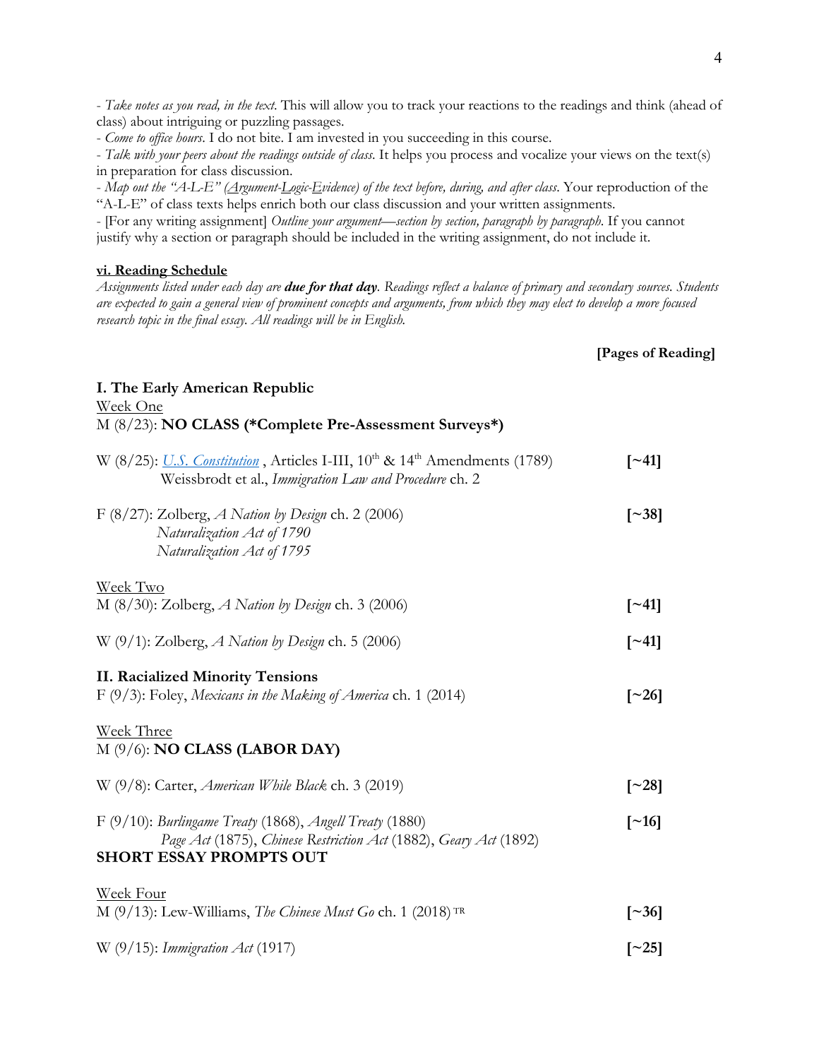- *Take notes as you read, in the text.* This will allow you to track your reactions to the readings and think (ahead of class) about intriguing or puzzling passages.
- *Come to office hours*. I do not bite. I am invested in you succeeding in this course.
- *Talk with your peers about the readings outside of class.* It helps you process and vocalize your views on the text(s) in preparation for class discussion.
- *Map out the "A-L-E" (Argument-Logic-Evidence) of the text before, during, and after class.* Your reproduction of the "A-L-E" of class texts helps enrich both our class discussion and your written assignments.
- [For any writing assignment] *Outline your argument—section by section, paragraph by paragraph.* If you cannot justify why a section or paragraph should be included in the writing assignment, do not include it.

## vi. Reading Schedule

*Assignments listed under each day are **due for that day**. Readings reflect a balance of primary and secondary sources. Students are expected to gain a general view of prominent concepts and arguments, from which they may elect to develop a more focused research topic in the final essay. All readings will be in English.*

**[Pages of Reading]**

### I. The Early American Republic

Week One

M (8/23): **NO CLASS (*Complete Pre-Assessment Surveys*)**

W (8/25): *U.S. Constitution* , Articles I-III, 10th & 14th Amendments (1789) **[~41]**
Weissbrodt et al., *Immigration Law and Procedure* ch. 2

F (8/27): Zolberg, *A Nation by Design* ch. 2 (2006) **[~38]**
*Naturalization Act of 1790*
*Naturalization Act of 1795*

Week Two

M (8/30): Zolberg, *A Nation by Design* ch. 3 (2006) **[~41]**

W (9/1): Zolberg, *A Nation by Design* ch. 5 (2006) **[~41]**

### II. Racialized Minority Tensions

F (9/3): Foley, *Mexicans in the Making of America* ch. 1 (2014) **[~26]**

Week Three

M (9/6): **NO CLASS (LABOR DAY)**

W (9/8): Carter, *American While Black* ch. 3 (2019) **[~28]**

F (9/10): *Burlingame Treaty* (1868), *Angell Treaty* (1880) **[~16]**
*Page Act* (1875), *Chinese Restriction Act* (1882), *Geary Act* (1892)
**SHORT ESSAY PROMPTS OUT**

Week Four

M (9/13): Lew-Williams, *The Chinese Must Go* ch. 1 (2018) TR **[~36]**

W (9/15): *Immigration Act* (1917) **[~25]**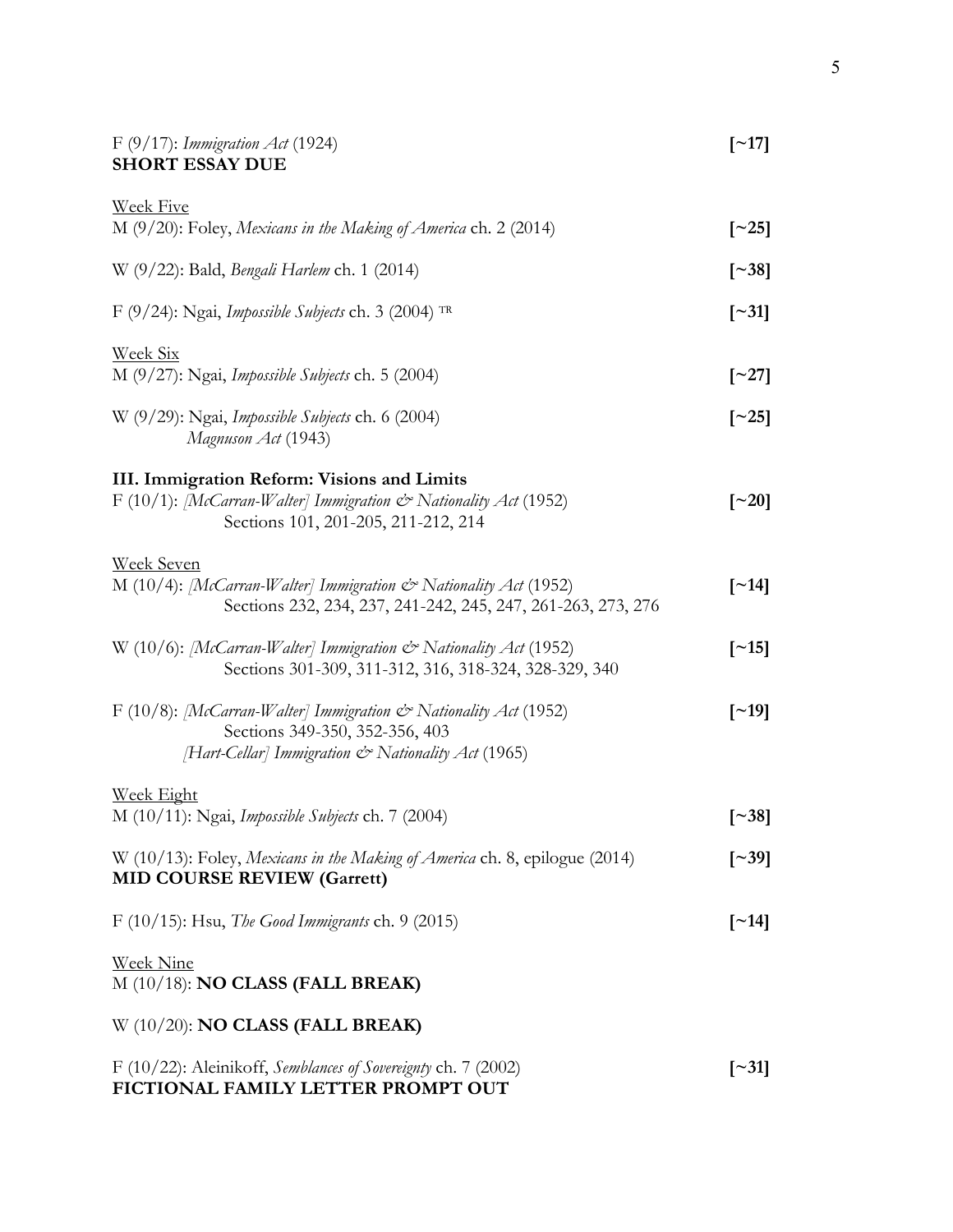F (9/17): *Immigration Act* (1924) **[~17]**
**SHORT ESSAY DUE**

Week Five

M (9/20): Foley, *Mexicans in the Making of America* ch. 2 (2014) **[~25]**

W (9/22): Bald, *Bengali Harlem* ch. 1 (2014) **[~38]**

F (9/24): Ngai, *Impossible Subjects* ch. 3 (2004) TR **[~31]**

Week Six

M (9/27): Ngai, *Impossible Subjects* ch. 5 (2004) **[~27]**

W (9/29): Ngai, *Impossible Subjects* ch. 6 (2004) **[~25]**
*Magnuson Act* (1943)

**III. Immigration Reform: Visions and Limits**

F (10/1): *[McCarran-Walter] Immigration & Nationality Act* (1952) **[~20]**
Sections 101, 201-205, 211-212, 214

Week Seven

M (10/4): *[McCarran-Walter] Immigration & Nationality Act* (1952) **[~14]**
Sections 232, 234, 237, 241-242, 245, 247, 261-263, 273, 276

W (10/6): *[McCarran-Walter] Immigration & Nationality Act* (1952) **[~15]**
Sections 301-309, 311-312, 316, 318-324, 328-329, 340

F (10/8): *[McCarran-Walter] Immigration & Nationality Act* (1952) **[~19]**
Sections 349-350, 352-356, 403
*[Hart-Cellar] Immigration & Nationality Act* (1965)

Week Eight

M (10/11): Ngai, *Impossible Subjects* ch. 7 (2004) **[~38]**

W (10/13): Foley, *Mexicans in the Making of America* ch. 8, epilogue (2014) **[~39]**
**MID COURSE REVIEW (Garrett)**

F (10/15): Hsu, *The Good Immigrants* ch. 9 (2015) **[~14]**

Week Nine

M (10/18): **NO CLASS (FALL BREAK)**

W (10/20): **NO CLASS (FALL BREAK)**

F (10/22): Aleinikoff, *Semblances of Sovereignty* ch. 7 (2002) **[~31]**
**FICTIONAL FAMILY LETTER PROMPT OUT**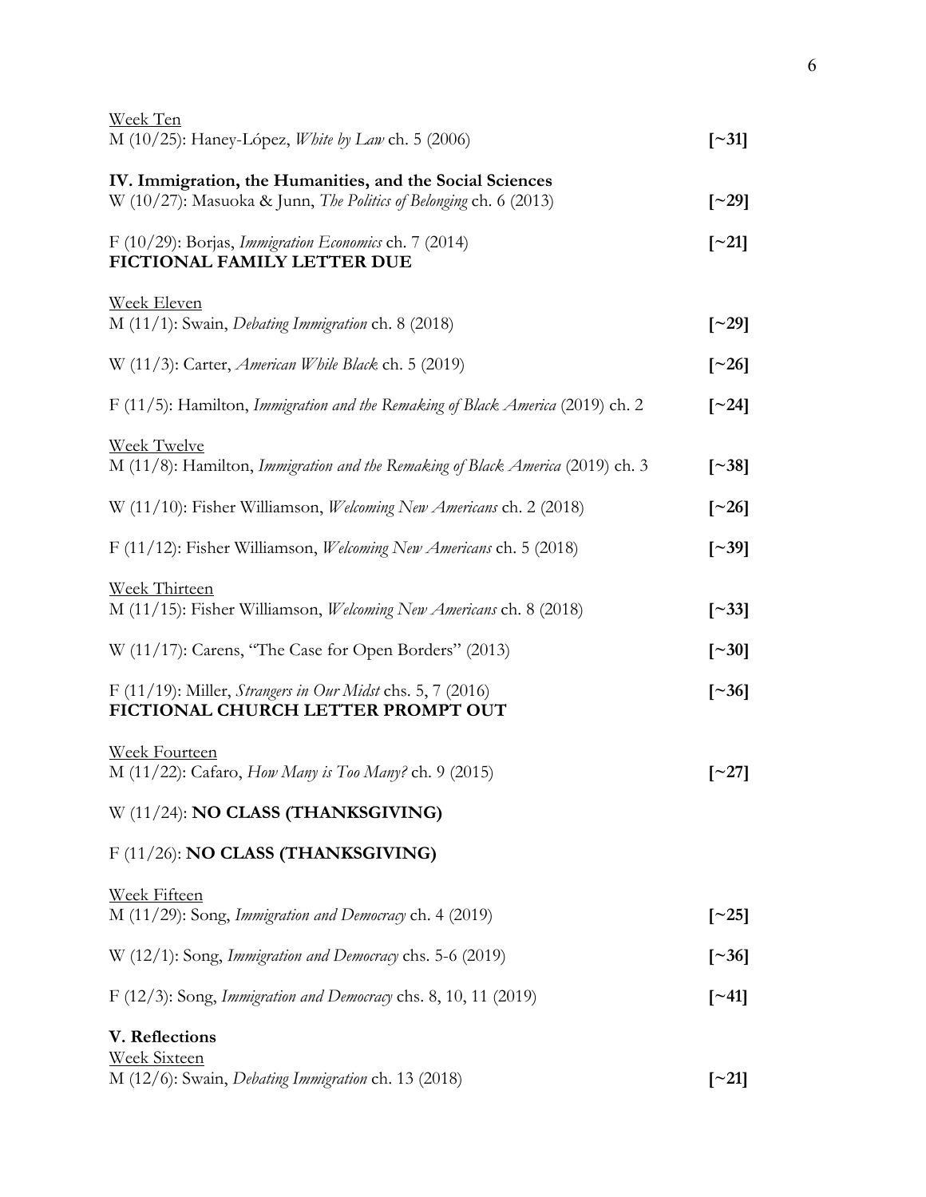<u>Week Ten</u>
M (10/25): Haney-López, *White by Law* ch. 5 (2006) **[~31]**

### IV. Immigration, the Humanities, and the Social Sciences

W (10/27): Masuoka & Junn, *The Politics of Belonging* ch. 6 (2013) **[~29]**

F (10/29): Borjas, *Immigration Economics* ch. 7 (2014) **[~21]**
**FICTIONAL FAMILY LETTER DUE**

<u>Week Eleven</u>
M (11/1): Swain, *Debating Immigration* ch. 8 (2018) **[~29]**

W (11/3): Carter, *American While Black* ch. 5 (2019) **[~26]**

F (11/5): Hamilton, *Immigration and the Remaking of Black America* (2019) ch. 2 **[~24]**

<u>Week Twelve</u>
M (11/8): Hamilton, *Immigration and the Remaking of Black America* (2019) ch. 3 **[~38]**

W (11/10): Fisher Williamson, *Welcoming New Americans* ch. 2 (2018) **[~26]**

F (11/12): Fisher Williamson, *Welcoming New Americans* ch. 5 (2018) **[~39]**

<u>Week Thirteen</u>
M (11/15): Fisher Williamson, *Welcoming New Americans* ch. 8 (2018) **[~33]**

W (11/17): Carens, "The Case for Open Borders" (2013) **[~30]**

F (11/19): Miller, *Strangers in Our Midst* chs. 5, 7 (2016) **[~36]**
**FICTIONAL CHURCH LETTER PROMPT OUT**

<u>Week Fourteen</u>
M (11/22): Cafaro, *How Many is Too Many?* ch. 9 (2015) **[~27]**

W (11/24): **NO CLASS (THANKSGIVING)**

F (11/26): **NO CLASS (THANKSGIVING)**

<u>Week Fifteen</u>
M (11/29): Song, *Immigration and Democracy* ch. 4 (2019) **[~25]**

W (12/1): Song, *Immigration and Democracy* chs. 5-6 (2019) **[~36]**

F (12/3): Song, *Immigration and Democracy* chs. 8, 10, 11 (2019) **[~41]**

### V. Reflections

<u>Week Sixteen</u>
M (12/6): Swain, *Debating Immigration* ch. 13 (2018) **[~21]**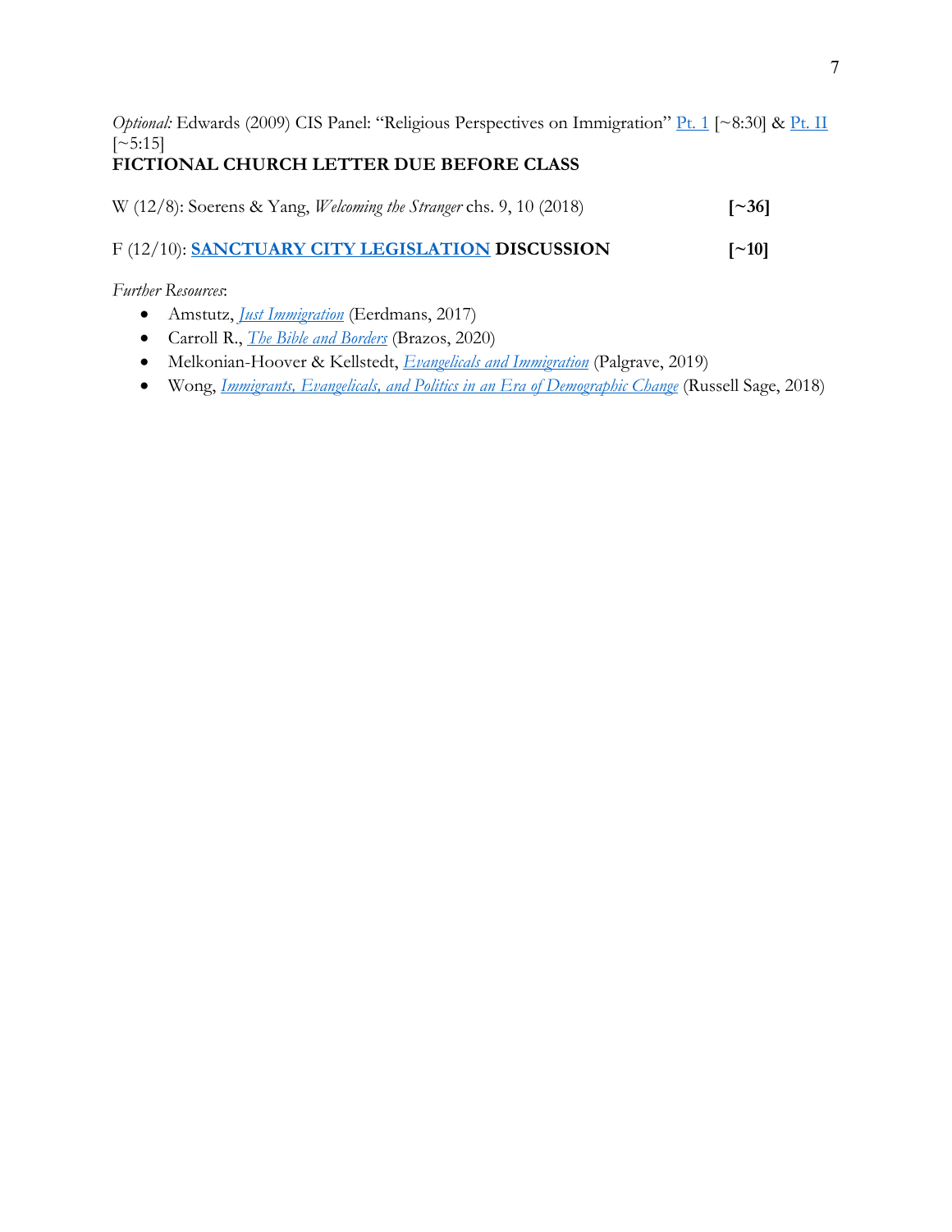*Optional:* Edwards (2009) CIS Panel: "Religious Perspectives on Immigration" Pt. 1 [~8:30] & Pt. II [~5:15]

**FICTIONAL CHURCH LETTER DUE BEFORE CLASS**

W (12/8): Soerens & Yang, *Welcoming the Stranger* chs. 9, 10 (2018) **[~36]**

F (12/10): **SANCTUARY CITY LEGISLATION DISCUSSION** **[~10]**

*Further Resources*:

- Amstutz, *Just Immigration* (Eerdmans, 2017)
- Carroll R., *The Bible and Borders* (Brazos, 2020)
- Melkonian-Hoover & Kellstedt, *Evangelicals and Immigration* (Palgrave, 2019)
- Wong, *Immigrants, Evangelicals, and Politics in an Era of Demographic Change* (Russell Sage, 2018)